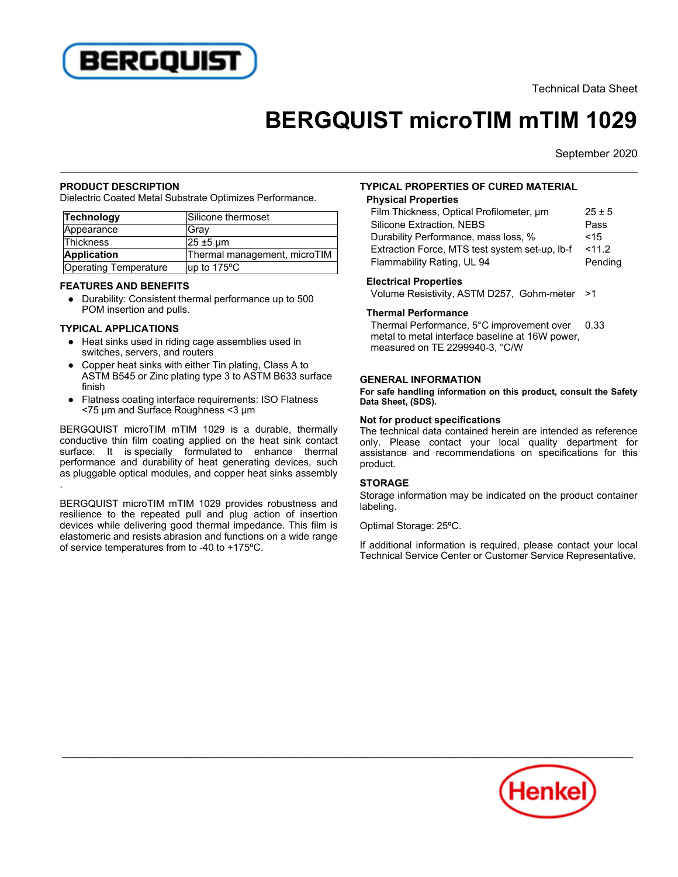Technical Data Sheet

# BERGQUIST microTIM mTIM 1029

September 2020

## PRODUCT DESCRIPTION

Dielectric Coated Metal Substrate Optimizes Performance.

| **Technology** | Silicone thermoset |
|---|---|
| Appearance | Gray |
| Thickness | 25 ±5 µm |
| **Application** | Thermal management, microTIM |
| Operating Temperature | up to 175ºC |

## FEATURES AND BENEFITS

- Durability: Consistent thermal performance up to 500 POM insertion and pulls.

## TYPICAL APPLICATIONS

- Heat sinks used in riding cage assemblies used in switches, servers, and routers
- Copper heat sinks with either Tin plating, Class A to ASTM B545 or Zinc plating type 3 to ASTM B633 surface finish
- Flatness coating interface requirements: ISO Flatness <75 µm and Surface Roughness <3 µm

BERGQUIST microTIM mTIM 1029 is a durable, thermally conductive thin film coating applied on the heat sink contact surface. It is specially formulated to enhance thermal performance and durability of heat generating devices, such as pluggable optical modules, and copper heat sinks assembly .

BERGQUIST microTIM mTIM 1029 provides robustness and resilience to the repeated pull and plug action of insertion devices while delivering good thermal impedance. This film is elastomeric and resists abrasion and functions on a wide range of service temperatures from to -40 to +175ºC.

## TYPICAL PROPERTIES OF CURED MATERIAL

### Physical Properties

| | |
|---|---|
| Film Thickness, Optical Profilometer, µm | 25 ± 5 |
| Silicone Extraction, NEBS | Pass |
| Durability Performance, mass loss, % | <15 |
| Extraction Force, MTS test system set-up, lb-f | <11.2 |
| Flammability Rating, UL 94 | Pending |

### Electrical Properties

| | |
|---|---|
| Volume Resistivity, ASTM D257, Gohm-meter | >1 |

### Thermal Performance

| | |
|---|---|
| Thermal Performance, 5°C improvement over metal to metal interface baseline at 16W power, measured on TE 2299940-3, °C/W | 0.33 |

## GENERAL INFORMATION

**For safe handling information on this product, consult the Safety Data Sheet, (SDS).**

### Not for product specifications

The technical data contained herein are intended as reference only. Please contact your local quality department for assistance and recommendations on specifications for this product.

## STORAGE

Storage information may be indicated on the product container labeling.

Optimal Storage: 25ºC.

If additional information is required, please contact your local Technical Service Center or Customer Service Representative.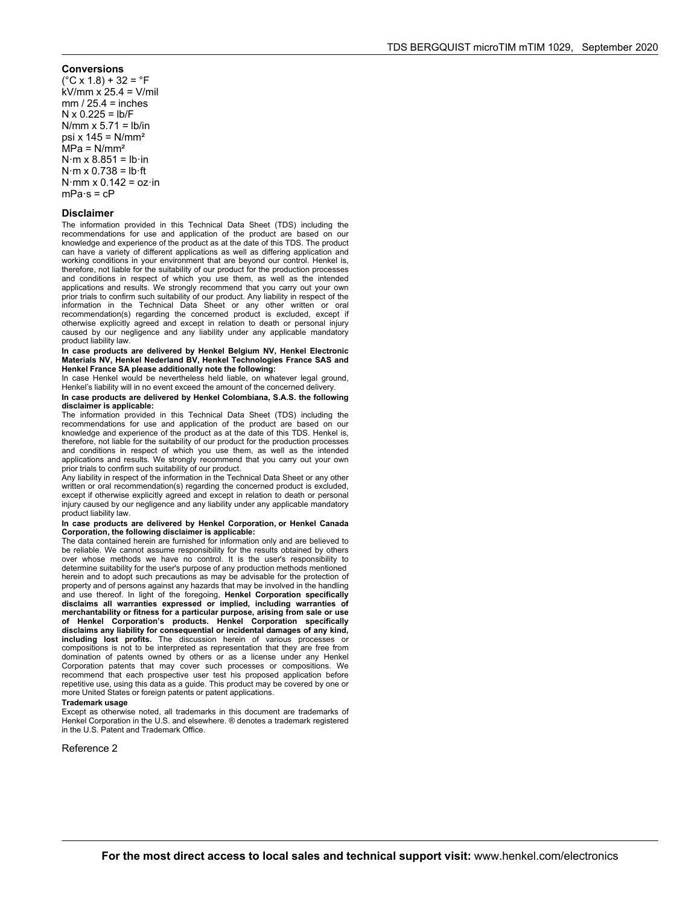### Conversions

(°C x 1.8) + 32 = °F
kV/mm x 25.4 = V/mil
mm / 25.4 = inches
N x 0.225 = lb/F
N/mm x 5.71 = lb/in
psi x 145 = N/mm²
MPa = N/mm²
N·m x 8.851 = lb·in
N·m x 0.738 = lb·ft
N·mm x 0.142 = oz·in
mPa·s = cP

### Disclaimer

The information provided in this Technical Data Sheet (TDS) including the recommendations for use and application of the product are based on our knowledge and experience of the product as at the date of this TDS. The product can have a variety of different applications as well as differing application and working conditions in your environment that are beyond our control. Henkel is, therefore, not liable for the suitability of our product for the production processes and conditions in respect of which you use them, as well as the intended applications and results. We strongly recommend that you carry out your own prior trials to confirm such suitability of our product. Any liability in respect of the information in the Technical Data Sheet or any other written or oral recommendation(s) regarding the concerned product is excluded, except if otherwise explicitly agreed and except in relation to death or personal injury caused by our negligence and any liability under any applicable mandatory product liability law.

**In case products are delivered by Henkel Belgium NV, Henkel Electronic Materials NV, Henkel Nederland BV, Henkel Technologies France SAS and Henkel France SA please additionally note the following:**

In case Henkel would be nevertheless held liable, on whatever legal ground, Henkel's liability will in no event exceed the amount of the concerned delivery.

**In case products are delivered by Henkel Colombiana, S.A.S. the following disclaimer is applicable:**

The information provided in this Technical Data Sheet (TDS) including the recommendations for use and application of the product are based on our knowledge and experience of the product as at the date of this TDS. Henkel is, therefore, not liable for the suitability of our product for the production processes and conditions in respect of which you use them, as well as the intended applications and results. We strongly recommend that you carry out your own prior trials to confirm such suitability of our product.

Any liability in respect of the information in the Technical Data Sheet or any other written or oral recommendation(s) regarding the concerned product is excluded, except if otherwise explicitly agreed and except in relation to death or personal injury caused by our negligence and any liability under any applicable mandatory product liability law.

**In case products are delivered by Henkel Corporation, or Henkel Canada Corporation, the following disclaimer is applicable:**

The data contained herein are furnished for information only and are believed to be reliable. We cannot assume responsibility for the results obtained by others over whose methods we have no control. It is the user's responsibility to determine suitability for the user's purpose of any production methods mentioned herein and to adopt such precautions as may be advisable for the protection of property and of persons against any hazards that may be involved in the handling and use thereof. In light of the foregoing, **Henkel Corporation specifically disclaims all warranties expressed or implied, including warranties of merchantability or fitness for a particular purpose, arising from sale or use of Henkel Corporation's products. Henkel Corporation specifically disclaims any liability for consequential or incidental damages of any kind, including lost profits.** The discussion herein of various processes or compositions is not to be interpreted as representation that they are free from domination of patents owned by others or as a license under any Henkel Corporation patents that may cover such processes or compositions. We recommend that each prospective user test his proposed application before repetitive use, using this data as a guide. This product may be covered by one or more United States or foreign patents or patent applications.

**Trademark usage**

Except as otherwise noted, all trademarks in this document are trademarks of Henkel Corporation in the U.S. and elsewhere. ® denotes a trademark registered in the U.S. Patent and Trademark Office.

Reference 2

**For the most direct access to local sales and technical support visit:** www.henkel.com/electronics